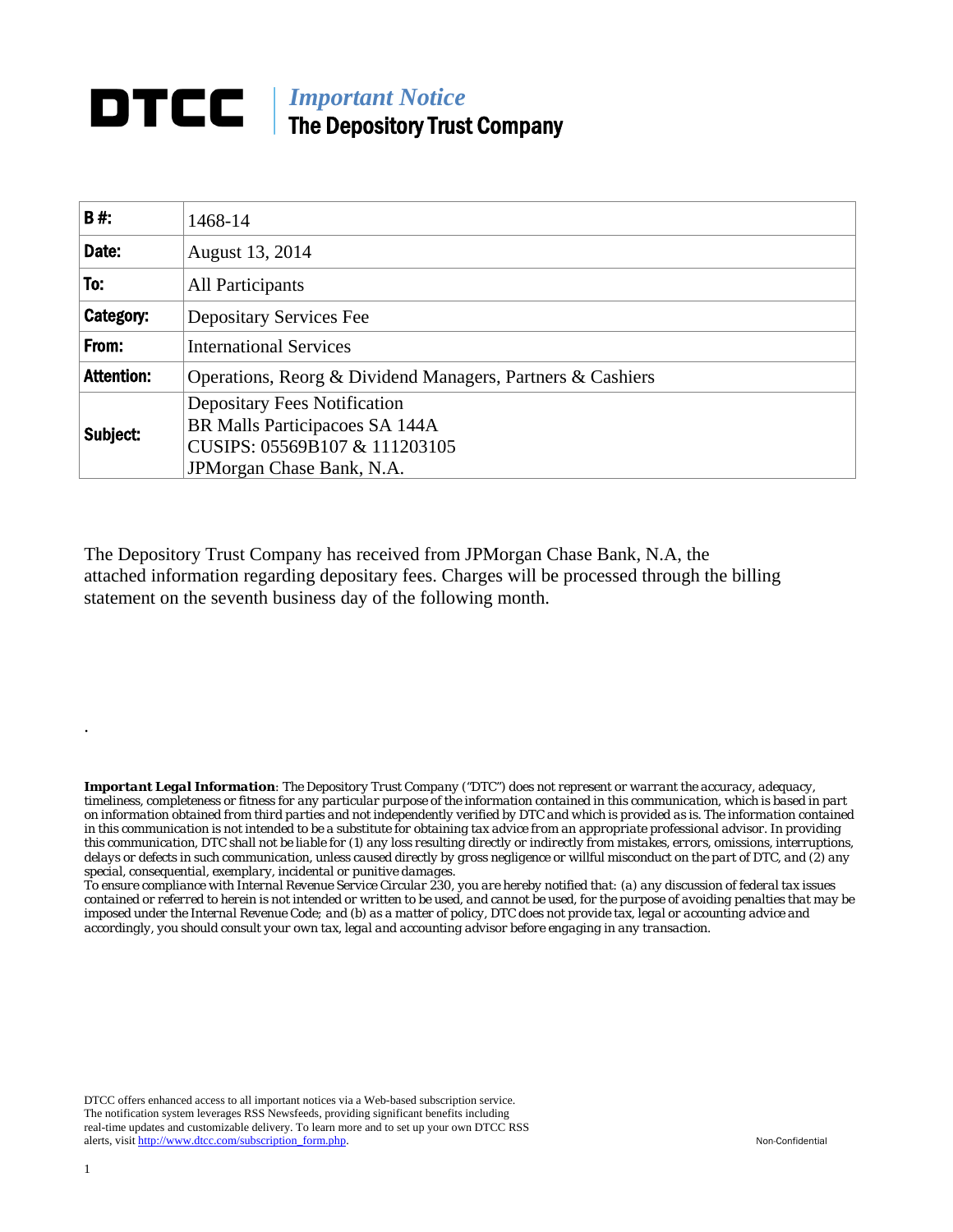# DTCC | *Important Notice*
## The Depository Trust Company

| | |
|---|---|
| **B #:** | 1468-14 |
| **Date:** | August 13, 2014 |
| **To:** | All Participants |
| **Category:** | Depositary Services Fee |
| **From:** | International Services |
| **Attention:** | Operations, Reorg & Dividend Managers, Partners & Cashiers |
| **Subject:** | Depositary Fees Notification<br>BR Malls Participacoes SA 144A<br>CUSIPS: 05569B107 & 111203105<br>JPMorgan Chase Bank, N.A. |

The Depository Trust Company has received from JPMorgan Chase Bank, N.A, the attached information regarding depositary fees. Charges will be processed through the billing statement on the seventh business day of the following month.

.

***Important Legal Information***: *The Depository Trust Company ("DTC") does not represent or warrant the accuracy, adequacy, timeliness, completeness or fitness for any particular purpose of the information contained in this communication, which is based in part on information obtained from third parties and not independently verified by DTC and which is provided as is. The information contained in this communication is not intended to be a substitute for obtaining tax advice from an appropriate professional advisor. In providing this communication, DTC shall not be liable for (1) any loss resulting directly or indirectly from mistakes, errors, omissions, interruptions, delays or defects in such communication, unless caused directly by gross negligence or willful misconduct on the part of DTC, and (2) any special, consequential, exemplary, incidental or punitive damages.*

*To ensure compliance with Internal Revenue Service Circular 230, you are hereby notified that: (a) any discussion of federal tax issues contained or referred to herein is not intended or written to be used, and cannot be used, for the purpose of avoiding penalties that may be imposed under the Internal Revenue Code; and (b) as a matter of policy, DTC does not provide tax, legal or accounting advice and accordingly, you should consult your own tax, legal and accounting advisor before engaging in any transaction.*

DTCC offers enhanced access to all important notices via a Web-based subscription service. The notification system leverages RSS Newsfeeds, providing significant benefits including real-time updates and customizable delivery. To learn more and to set up your own DTCC RSS alerts, visit http://www.dtcc.com/subscription_form.php.

Non-Confidential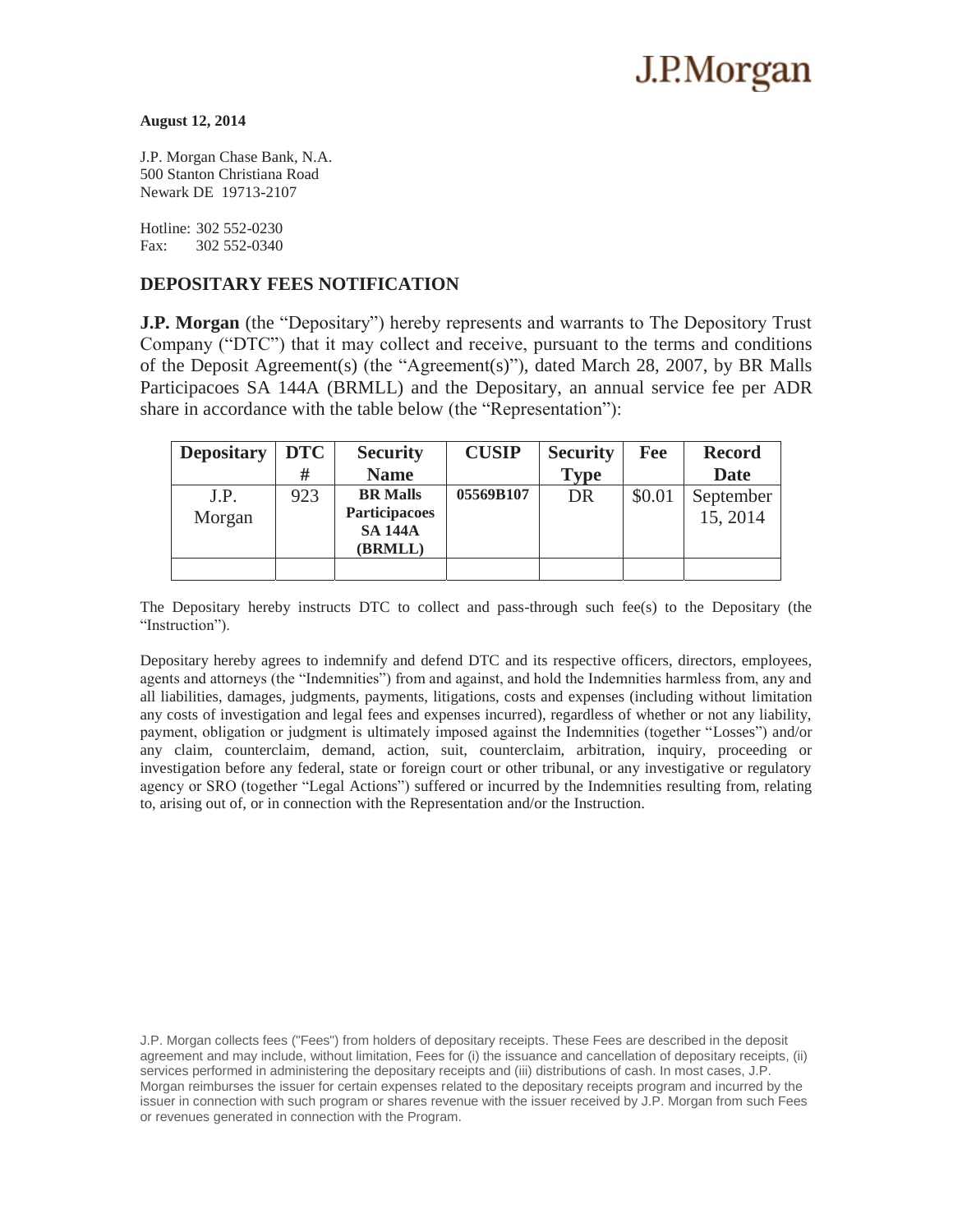J.P.Morgan

**August 12, 2014**

J.P. Morgan Chase Bank, N.A.
500 Stanton Christiana Road
Newark DE 19713-2107

Hotline: 302 552-0230
Fax: 302 552-0340

## DEPOSITARY FEES NOTIFICATION

**J.P. Morgan** (the "Depositary") hereby represents and warrants to The Depository Trust Company ("DTC") that it may collect and receive, pursuant to the terms and conditions of the Deposit Agreement(s) (the "Agreement(s)"), dated March 28, 2007, by BR Malls Participacoes SA 144A (BRMLL) and the Depositary, an annual service fee per ADR share in accordance with the table below (the "Representation"):

| Depositary | DTC # | Security Name | CUSIP | Security Type | Fee | Record Date |
|---|---|---|---|---|---|---|
| J.P. Morgan | 923 | **BR Malls Participacoes SA 144A (BRMLL)** | **05569B107** | DR | $0.01 | September 15, 2014 |
| | | | | | | |

The Depositary hereby instructs DTC to collect and pass-through such fee(s) to the Depositary (the "Instruction").

Depositary hereby agrees to indemnify and defend DTC and its respective officers, directors, employees, agents and attorneys (the "Indemnities") from and against, and hold the Indemnities harmless from, any and all liabilities, damages, judgments, payments, litigations, costs and expenses (including without limitation any costs of investigation and legal fees and expenses incurred), regardless of whether or not any liability, payment, obligation or judgment is ultimately imposed against the Indemnities (together "Losses") and/or any claim, counterclaim, demand, action, suit, counterclaim, arbitration, inquiry, proceeding or investigation before any federal, state or foreign court or other tribunal, or any investigative or regulatory agency or SRO (together "Legal Actions") suffered or incurred by the Indemnities resulting from, relating to, arising out of, or in connection with the Representation and/or the Instruction.

J.P. Morgan collects fees ("Fees") from holders of depositary receipts. These Fees are described in the deposit agreement and may include, without limitation, Fees for (i) the issuance and cancellation of depositary receipts, (ii) services performed in administering the depositary receipts and (iii) distributions of cash. In most cases, J.P. Morgan reimburses the issuer for certain expenses related to the depositary receipts program and incurred by the issuer in connection with such program or shares revenue with the issuer received by J.P. Morgan from such Fees or revenues generated in connection with the Program.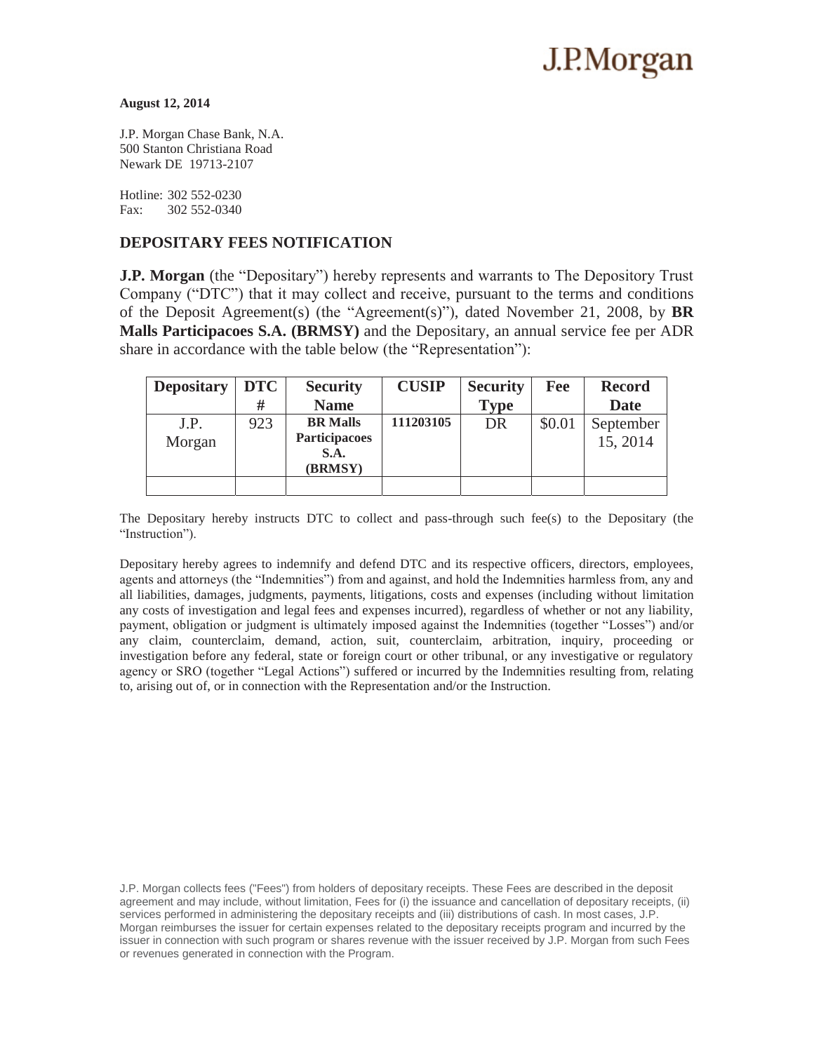J.P.Morgan

**August 12, 2014**

J.P. Morgan Chase Bank, N.A.
500 Stanton Christiana Road
Newark DE 19713-2107

Hotline: 302 552-0230
Fax: 302 552-0340

## DEPOSITARY FEES NOTIFICATION

**J.P. Morgan** (the "Depositary") hereby represents and warrants to The Depository Trust Company ("DTC") that it may collect and receive, pursuant to the terms and conditions of the Deposit Agreement(s) (the "Agreement(s)"), dated November 21, 2008, by **BR Malls Participacoes S.A. (BRMSY)** and the Depositary, an annual service fee per ADR share in accordance with the table below (the "Representation"):

| Depositary | DTC # | Security Name | CUSIP | Security Type | Fee | Record Date |
|---|---|---|---|---|---|---|
| J.P. Morgan | 923 | **BR Malls Participacoes S.A. (BRMSY)** | **111203105** | DR | $0.01 | September 15, 2014 |
| | | | | | | |

The Depositary hereby instructs DTC to collect and pass-through such fee(s) to the Depositary (the "Instruction").

Depositary hereby agrees to indemnify and defend DTC and its respective officers, directors, employees, agents and attorneys (the "Indemnities") from and against, and hold the Indemnities harmless from, any and all liabilities, damages, judgments, payments, litigations, costs and expenses (including without limitation any costs of investigation and legal fees and expenses incurred), regardless of whether or not any liability, payment, obligation or judgment is ultimately imposed against the Indemnities (together "Losses") and/or any claim, counterclaim, demand, action, suit, counterclaim, arbitration, inquiry, proceeding or investigation before any federal, state or foreign court or other tribunal, or any investigative or regulatory agency or SRO (together "Legal Actions") suffered or incurred by the Indemnities resulting from, relating to, arising out of, or in connection with the Representation and/or the Instruction.

J.P. Morgan collects fees ("Fees") from holders of depositary receipts. These Fees are described in the deposit agreement and may include, without limitation, Fees for (i) the issuance and cancellation of depositary receipts, (ii) services performed in administering the depositary receipts and (iii) distributions of cash. In most cases, J.P. Morgan reimburses the issuer for certain expenses related to the depositary receipts program and incurred by the issuer in connection with such program or shares revenue with the issuer received by J.P. Morgan from such Fees or revenues generated in connection with the Program.